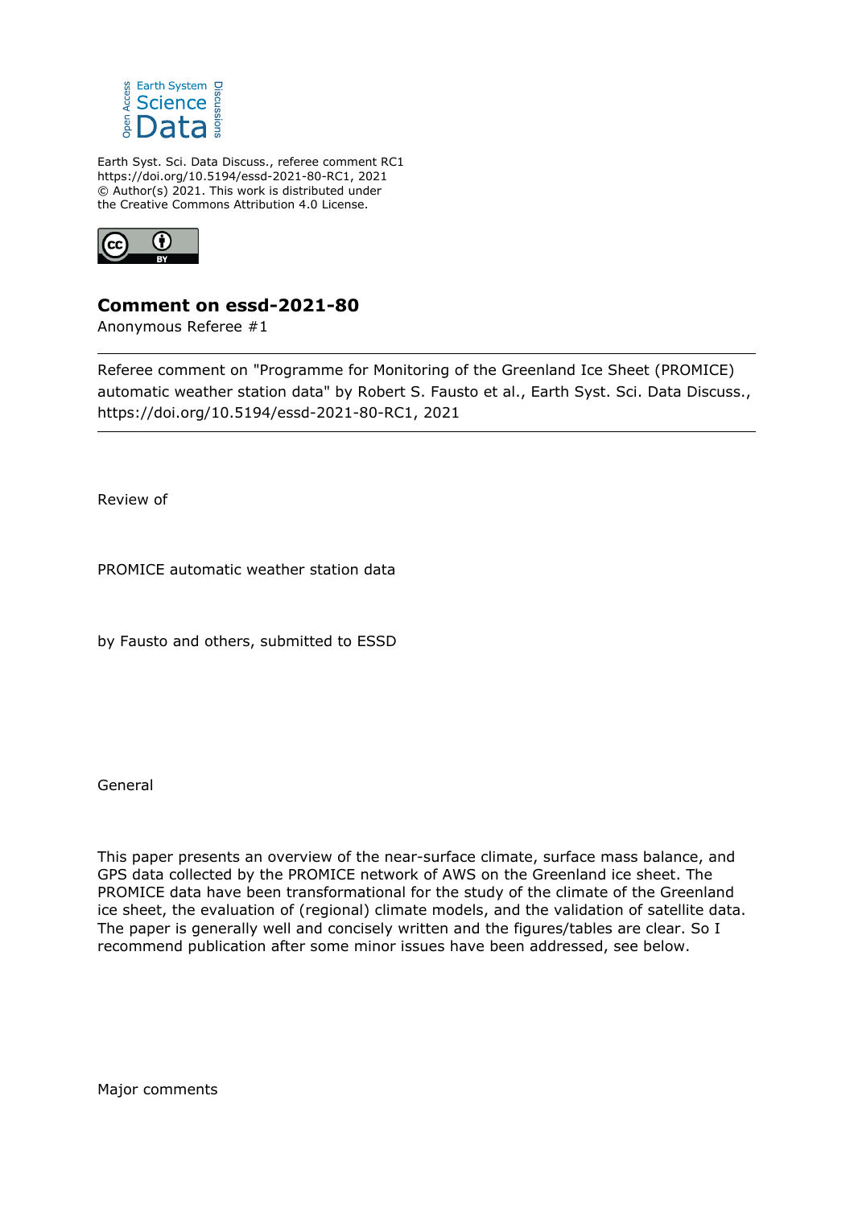Earth Syst. Sci. Data Discuss., referee comment RC1
https://doi.org/10.5194/essd-2021-80-RC1, 2021
© Author(s) 2021. This work is distributed under
the Creative Commons Attribution 4.0 License.

## Comment on essd-2021-80

Anonymous Referee #1

Referee comment on "Programme for Monitoring of the Greenland Ice Sheet (PROMICE) automatic weather station data" by Robert S. Fausto et al., Earth Syst. Sci. Data Discuss., https://doi.org/10.5194/essd-2021-80-RC1, 2021

Review of

PROMICE automatic weather station data

by Fausto and others, submitted to ESSD

General

This paper presents an overview of the near-surface climate, surface mass balance, and GPS data collected by the PROMICE network of AWS on the Greenland ice sheet. The PROMICE data have been transformational for the study of the climate of the Greenland ice sheet, the evaluation of (regional) climate models, and the validation of satellite data. The paper is generally well and concisely written and the figures/tables are clear. So I recommend publication after some minor issues have been addressed, see below.

Major comments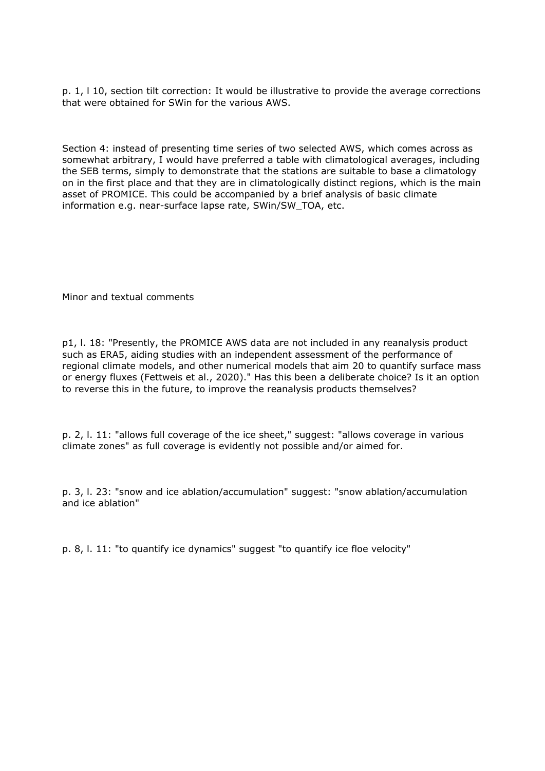p. 1, l 10, section tilt correction: It would be illustrative to provide the average corrections that were obtained for SWin for the various AWS.

Section 4: instead of presenting time series of two selected AWS, which comes across as somewhat arbitrary, I would have preferred a table with climatological averages, including the SEB terms, simply to demonstrate that the stations are suitable to base a climatology on in the first place and that they are in climatologically distinct regions, which is the main asset of PROMICE. This could be accompanied by a brief analysis of basic climate information e.g. near-surface lapse rate, SWin/SW_TOA, etc.

Minor and textual comments

p1, l. 18: "Presently, the PROMICE AWS data are not included in any reanalysis product such as ERA5, aiding studies with an independent assessment of the performance of regional climate models, and other numerical models that aim 20 to quantify surface mass or energy fluxes (Fettweis et al., 2020)." Has this been a deliberate choice? Is it an option to reverse this in the future, to improve the reanalysis products themselves?

p. 2, l. 11: "allows full coverage of the ice sheet," suggest: "allows coverage in various climate zones" as full coverage is evidently not possible and/or aimed for.

p. 3, l. 23: "snow and ice ablation/accumulation" suggest: "snow ablation/accumulation and ice ablation"

p. 8, l. 11: "to quantify ice dynamics" suggest "to quantify ice floe velocity"